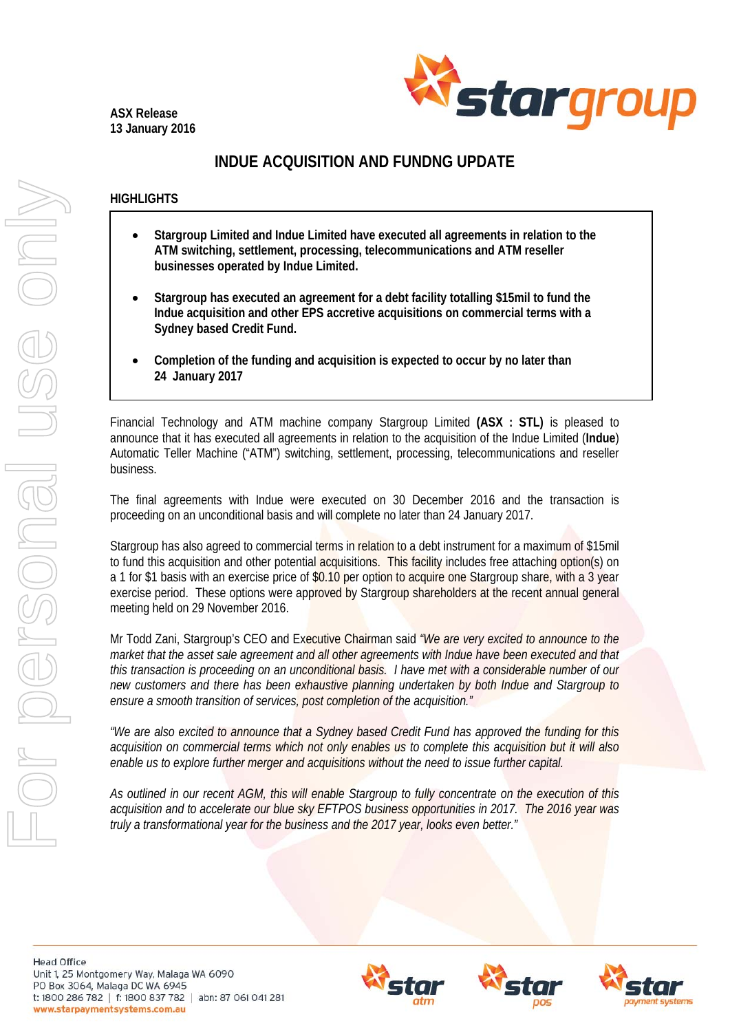ASX Release
13 January 2016

# INDUE ACQUISITION AND FUNDNG UPDATE

**HIGHLIGHTS**

- **Stargroup Limited and Indue Limited have executed all agreements in relation to the ATM switching, settlement, processing, telecommunications and ATM reseller businesses operated by Indue Limited.**
- **Stargroup has executed an agreement for a debt facility totalling $15mil to fund the Indue acquisition and other EPS accretive acquisitions on commercial terms with a Sydney based Credit Fund.**
- **Completion of the funding and acquisition is expected to occur by no later than 24 January 2017**

Financial Technology and ATM machine company Stargroup Limited **(ASX : STL)** is pleased to announce that it has executed all agreements in relation to the acquisition of the Indue Limited (**Indue**) Automatic Teller Machine ("ATM") switching, settlement, processing, telecommunications and reseller business.

The final agreements with Indue were executed on 30 December 2016 and the transaction is proceeding on an unconditional basis and will complete no later than 24 January 2017.

Stargroup has also agreed to commercial terms in relation to a debt instrument for a maximum of $15mil to fund this acquisition and other potential acquisitions. This facility includes free attaching option(s) on a 1 for $1 basis with an exercise price of $0.10 per option to acquire one Stargroup share, with a 3 year exercise period. These options were approved by Stargroup shareholders at the recent annual general meeting held on 29 November 2016.

Mr Todd Zani, Stargroup's CEO and Executive Chairman said *"We are very excited to announce to the market that the asset sale agreement and all other agreements with Indue have been executed and that this transaction is proceeding on an unconditional basis. I have met with a considerable number of our new customers and there has been exhaustive planning undertaken by both Indue and Stargroup to ensure a smooth transition of services, post completion of the acquisition."*

*"We are also excited to announce that a Sydney based Credit Fund has approved the funding for this acquisition on commercial terms which not only enables us to complete this acquisition but it will also enable us to explore further merger and acquisitions without the need to issue further capital.*

*As outlined in our recent AGM, this will enable Stargroup to fully concentrate on the execution of this acquisition and to accelerate our blue sky EFTPOS business opportunities in 2017. The 2016 year was truly a transformational year for the business and the 2017 year, looks even better."*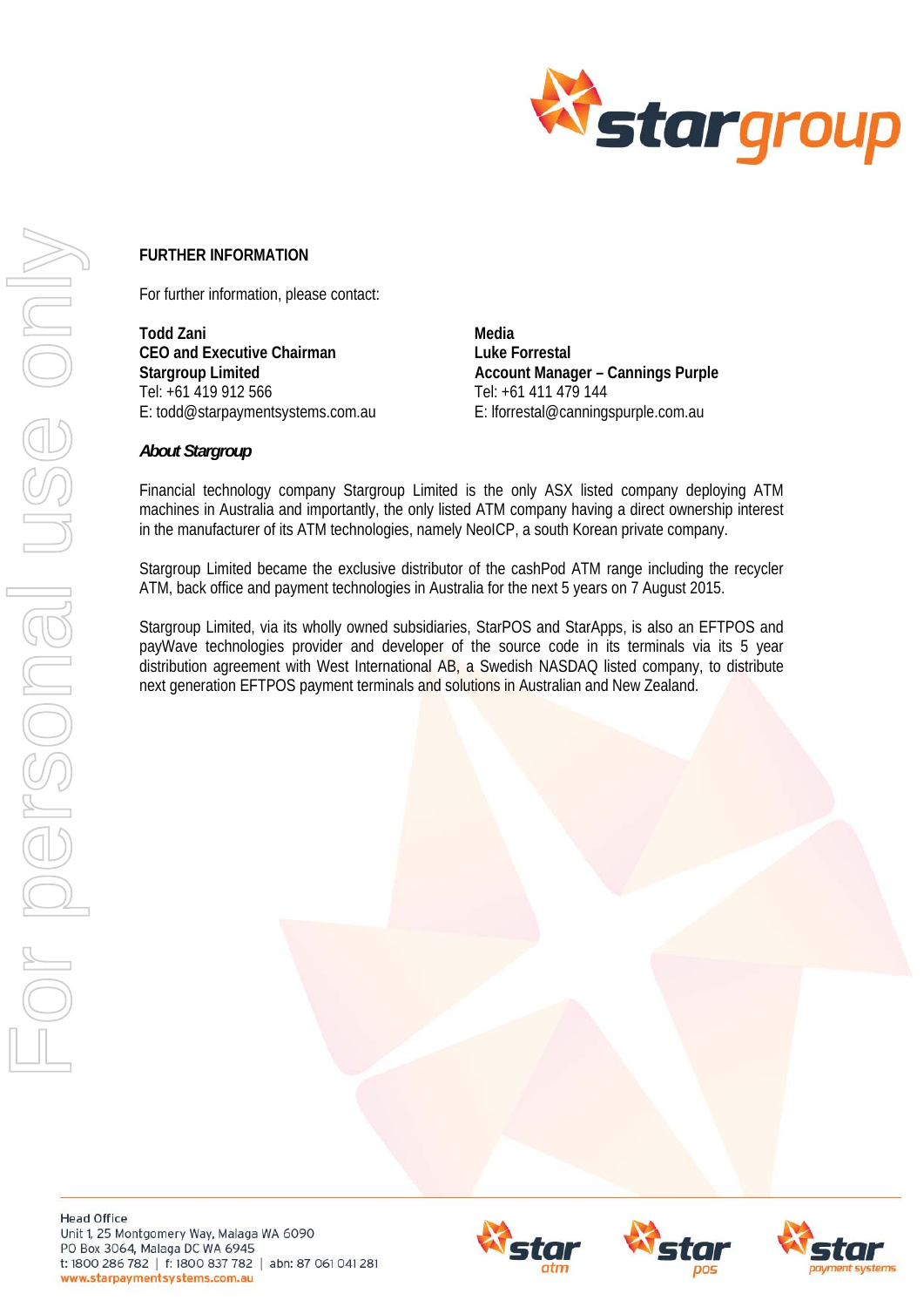## FURTHER INFORMATION

For further information, please contact:

**Todd Zani**
**CEO and Executive Chairman**
**Stargroup Limited**
Tel: +61 419 912 566
E: todd@starpaymentsystems.com.au

**Media**
**Luke Forrestal**
**Account Manager – Cannings Purple**
Tel: +61 411 479 144
E: lforrestal@canningspurple.com.au

### *About Stargroup*

Financial technology company Stargroup Limited is the only ASX listed company deploying ATM machines in Australia and importantly, the only listed ATM company having a direct ownership interest in the manufacturer of its ATM technologies, namely NeoICP, a south Korean private company.

Stargroup Limited became the exclusive distributor of the cashPod ATM range including the recycler ATM, back office and payment technologies in Australia for the next 5 years on 7 August 2015.

Stargroup Limited, via its wholly owned subsidiaries, StarPOS and StarApps, is also an EFTPOS and payWave technologies provider and developer of the source code in its terminals via its 5 year distribution agreement with West International AB, a Swedish NASDAQ listed company, to distribute next generation EFTPOS payment terminals and solutions in Australian and New Zealand.

Head Office
Unit 1, 25 Montgomery Way, Malaga WA 6090
PO Box 3064, Malaga DC WA 6945
t: 1800 286 782 | f: 1800 837 782 | abn: 87 061 041 281
www.starpaymentsystems.com.au